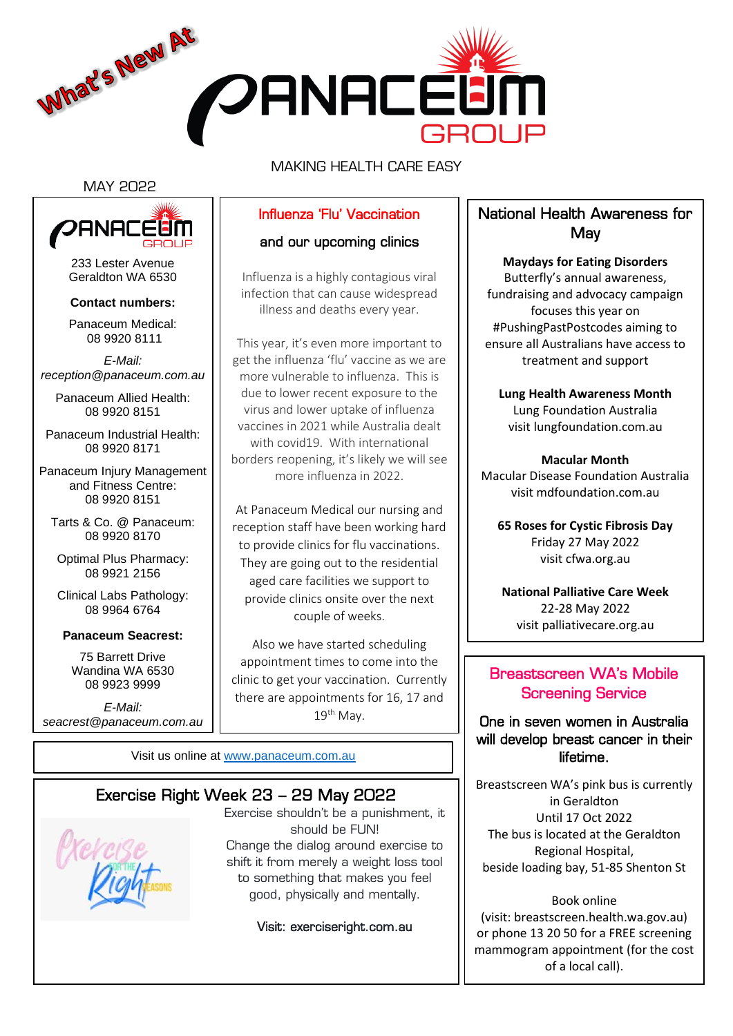What's New At

# PANACEUM GROUP

MAKING HEALTH CARE EASY

MAY 2022

PANACEUM GROUP

233 Lester Avenue
Geraldton WA 6530

**Contact numbers:**

Panaceum Medical:
08 9920 8111

*E-Mail:*
*reception@panaceum.com.au*

Panaceum Allied Health:
08 9920 8151

Panaceum Industrial Health:
08 9920 8171

Panaceum Injury Management and Fitness Centre:
08 9920 8151

Tarts & Co. @ Panaceum:
08 9920 8170

Optimal Plus Pharmacy:
08 9921 2156

Clinical Labs Pathology:
08 9964 6764

**Panaceum Seacrest:**

75 Barrett Drive
Wandina WA 6530
08 9923 9999

*E-Mail:*
*seacrest@panaceum.com.au*

## Influenza 'Flu' Vaccination

### and our upcoming clinics

Influenza is a highly contagious viral infection that can cause widespread illness and deaths every year.

This year, it's even more important to get the influenza 'flu' vaccine as we are more vulnerable to influenza. This is due to lower recent exposure to the virus and lower uptake of influenza vaccines in 2021 while Australia dealt with covid19. With international borders reopening, it's likely we will see more influenza in 2022.

At Panaceum Medical our nursing and reception staff have been working hard to provide clinics for flu vaccinations. They are going out to the residential aged care facilities we support to provide clinics onsite over the next couple of weeks.

Also we have started scheduling appointment times to come into the clinic to get your vaccination. Currently there are appointments for 16, 17 and 19th May.

## National Health Awareness for May

**Maydays for Eating Disorders**
Butterfly's annual awareness, fundraising and advocacy campaign focuses this year on #PushingPastPostcodes aiming to ensure all Australians have access to treatment and support

**Lung Health Awareness Month**
Lung Foundation Australia
visit lungfoundation.com.au

**Macular Month**
Macular Disease Foundation Australia
visit mdfoundation.com.au

**65 Roses for Cystic Fibrosis Day**
Friday 27 May 2022
visit cfwa.org.au

**National Palliative Care Week**
22-28 May 2022
visit palliativecare.org.au

Visit us online at [www.panaceum.com.au](http://www.panaceum.com.au)

## Exercise Right Week 23 – 29 May 2022

Exercise shouldn't be a punishment, it should be FUN!
Change the dialog around exercise to shift it from merely a weight loss tool to something that makes you feel good, physically and mentally.

Visit: exerciseright.com.au

## Breastscreen WA's Mobile Screening Service

**One in seven women in Australia will develop breast cancer in their lifetime.**

Breastscreen WA's pink bus is currently in Geraldton
Until 17 Oct 2022
The bus is located at the Geraldton Regional Hospital,
beside loading bay, 51-85 Shenton St

Book online
(visit: breastscreen.health.wa.gov.au)
or phone 13 20 50 for a FREE screening mammogram appointment (for the cost of a local call).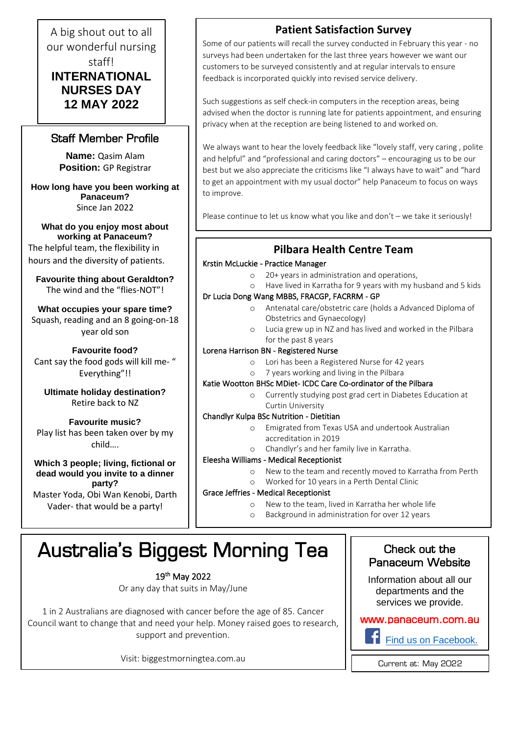A big shout out to all our wonderful nursing staff!

**INTERNATIONAL NURSES DAY 12 MAY 2022**

## Staff Member Profile

**Name:** Qasim Alam
**Position:** GP Registrar

**How long have you been working at Panaceum?**
Since Jan 2022

**What do you enjoy most about working at Panaceum?**
The helpful team, the flexibility in hours and the diversity of patients.

**Favourite thing about Geraldton?**
The wind and the "flies-NOT"!

**What occupies your spare time?**
Squash, reading and an 8 going-on-18 year old son

**Favourite food?**
Cant say the food gods will kill me- " Everything"!!

**Ultimate holiday destination?**
Retire back to NZ

**Favourite music?**
Play list has been taken over by my child….

**Which 3 people; living, fictional or dead would you invite to a dinner party?**
Master Yoda, Obi Wan Kenobi, Darth Vader- that would be a party!

## Patient Satisfaction Survey

Some of our patients will recall the survey conducted in February this year - no surveys had been undertaken for the last three years however we want our customers to be surveyed consistently and at regular intervals to ensure feedback is incorporated quickly into revised service delivery.

Such suggestions as self check-in computers in the reception areas, being advised when the doctor is running late for patients appointment, and ensuring privacy when at the reception are being listened to and worked on.

We always want to hear the lovely feedback like "lovely staff, very caring , polite and helpful" and "professional and caring doctors" – encouraging us to be our best but we also appreciate the criticisms like "I always have to wait" and "hard to get an appointment with my usual doctor" help Panaceum to focus on ways to improve.

Please continue to let us know what you like and don't – we take it seriously!

## Pilbara Health Centre Team

Krstin McLuckie - Practice Manager
- 20+ years in administration and operations,
- Have lived in Karratha for 9 years with my husband and 5 kids

Dr Lucia Dong Wang MBBS, FRACGP, FACRRM - GP
- Antenatal care/obstetric care (holds a Advanced Diploma of Obstetrics and Gynaecology)
- Lucia grew up in NZ and has lived and worked in the Pilbara for the past 8 years

Lorena Harrison BN - Registered Nurse
- Lori has been a Registered Nurse for 42 years
- 7 years working and living in the Pilbara

Katie Wootton BHSc MDiet- ICDC Care Co-ordinator of the Pilbara
- Currently studying post grad cert in Diabetes Education at Curtin University

Chandlyr Kulpa BSc Nutrition - Dietitian
- Emigrated from Texas USA and undertook Australian accreditation in 2019
- Chandlyr's and her family live in Karratha.

Eleesha Williams - Medical Receptionist
- New to the team and recently moved to Karratha from Perth
- Worked for 10 years in a Perth Dental Clinic

Grace Jeffries - Medical Receptionist
- New to the team, lived in Karratha her whole life
- Background in administration for over 12 years

# Australia's Biggest Morning Tea

19th May 2022
Or any day that suits in May/June

1 in 2 Australians are diagnosed with cancer before the age of 85. Cancer Council want to change that and need your help. Money raised goes to research, support and prevention.

Visit: biggestmorningtea.com.au

## Check out the Panaceum Website

Information about all our departments and the services we provide.

www.panaceum.com.au

Find us on Facebook.

Current at: May 2022